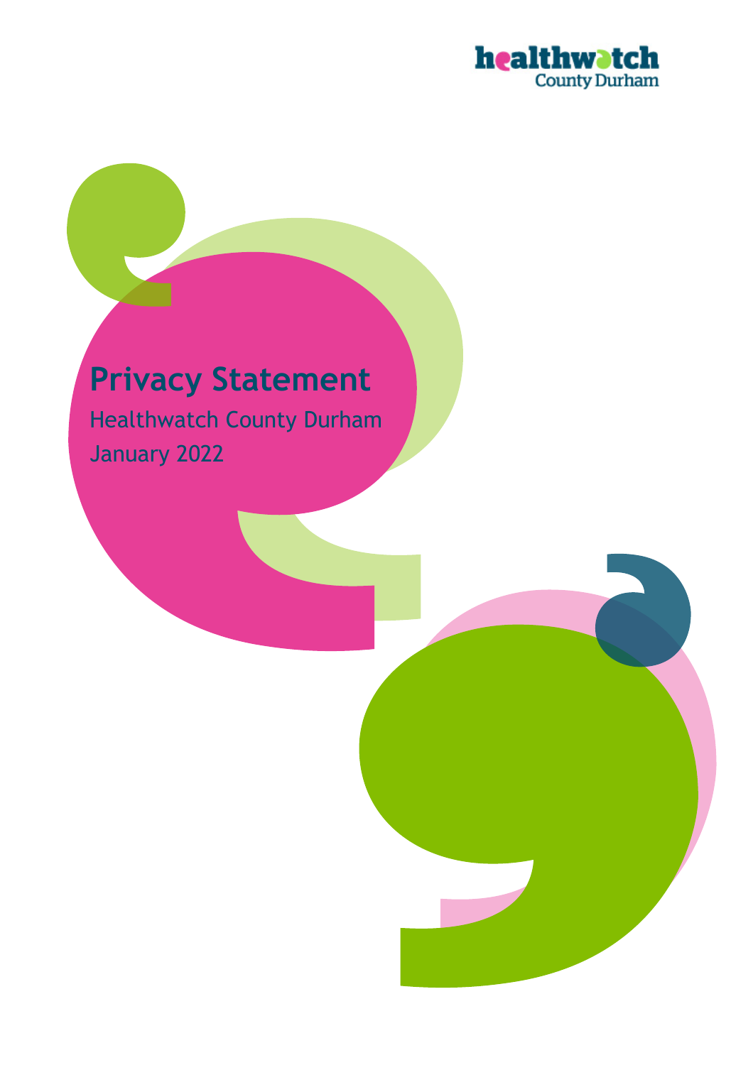healthwatch County Durham

# Privacy Statement

Healthwatch County Durham

January 2022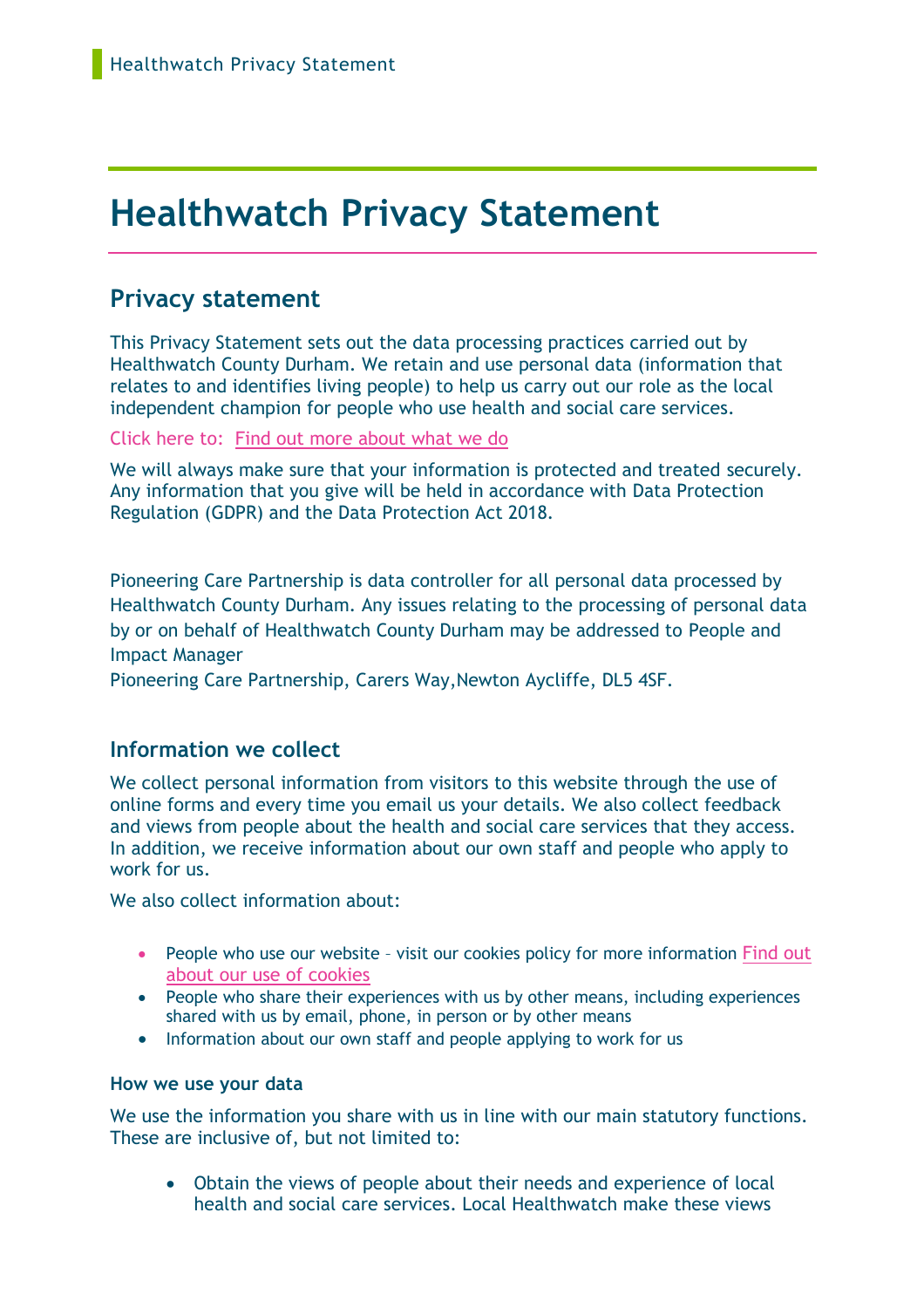# Healthwatch Privacy Statement

## Privacy statement

This Privacy Statement sets out the data processing practices carried out by Healthwatch County Durham. We retain and use personal data (information that relates to and identifies living people) to help us carry out our role as the local independent champion for people who use health and social care services.

Click here to: Find out more about what we do

We will always make sure that your information is protected and treated securely. Any information that you give will be held in accordance with Data Protection Regulation (GDPR) and the Data Protection Act 2018.

Pioneering Care Partnership is data controller for all personal data processed by Healthwatch County Durham. Any issues relating to the processing of personal data by or on behalf of Healthwatch County Durham may be addressed to People and Impact Manager
Pioneering Care Partnership, Carers Way,Newton Aycliffe, DL5 4SF.

### Information we collect

We collect personal information from visitors to this website through the use of online forms and every time you email us your details. We also collect feedback and views from people about the health and social care services that they access. In addition, we receive information about our own staff and people who apply to work for us.

We also collect information about:

- People who use our website – visit our cookies policy for more information Find out about our use of cookies
- People who share their experiences with us by other means, including experiences shared with us by email, phone, in person or by other means
- Information about our own staff and people applying to work for us

#### How we use your data

We use the information you share with us in line with our main statutory functions. These are inclusive of, but not limited to:

- Obtain the views of people about their needs and experience of local health and social care services. Local Healthwatch make these views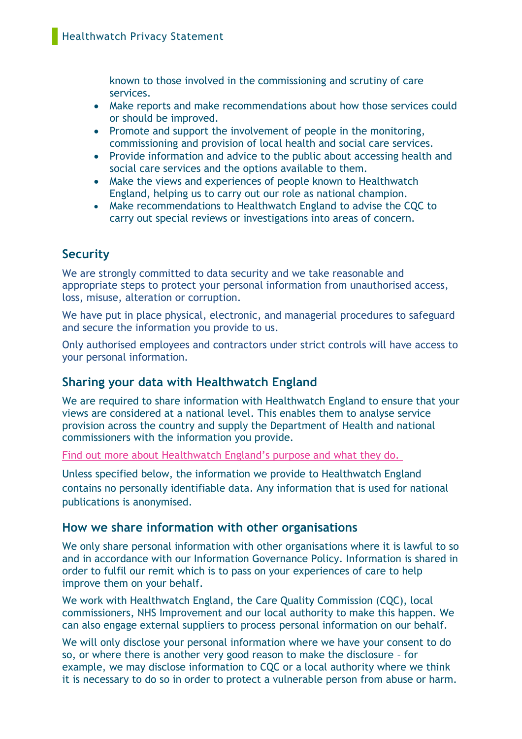known to those involved in the commissioning and scrutiny of care services.

- Make reports and make recommendations about how those services could or should be improved.
- Promote and support the involvement of people in the monitoring, commissioning and provision of local health and social care services.
- Provide information and advice to the public about accessing health and social care services and the options available to them.
- Make the views and experiences of people known to Healthwatch England, helping us to carry out our role as national champion.
- Make recommendations to Healthwatch England to advise the CQC to carry out special reviews or investigations into areas of concern.

## Security

We are strongly committed to data security and we take reasonable and appropriate steps to protect your personal information from unauthorised access, loss, misuse, alteration or corruption.

We have put in place physical, electronic, and managerial procedures to safeguard and secure the information you provide to us.

Only authorised employees and contractors under strict controls will have access to your personal information.

## Sharing your data with Healthwatch England

We are required to share information with Healthwatch England to ensure that your views are considered at a national level. This enables them to analyse service provision across the country and supply the Department of Health and national commissioners with the information you provide.

Find out more about Healthwatch England's purpose and what they do.

Unless specified below, the information we provide to Healthwatch England contains no personally identifiable data. Any information that is used for national publications is anonymised.

## How we share information with other organisations

We only share personal information with other organisations where it is lawful to so and in accordance with our Information Governance Policy. Information is shared in order to fulfil our remit which is to pass on your experiences of care to help improve them on your behalf.

We work with Healthwatch England, the Care Quality Commission (CQC), local commissioners, NHS Improvement and our local authority to make this happen. We can also engage external suppliers to process personal information on our behalf.

We will only disclose your personal information where we have your consent to do so, or where there is another very good reason to make the disclosure – for example, we may disclose information to CQC or a local authority where we think it is necessary to do so in order to protect a vulnerable person from abuse or harm.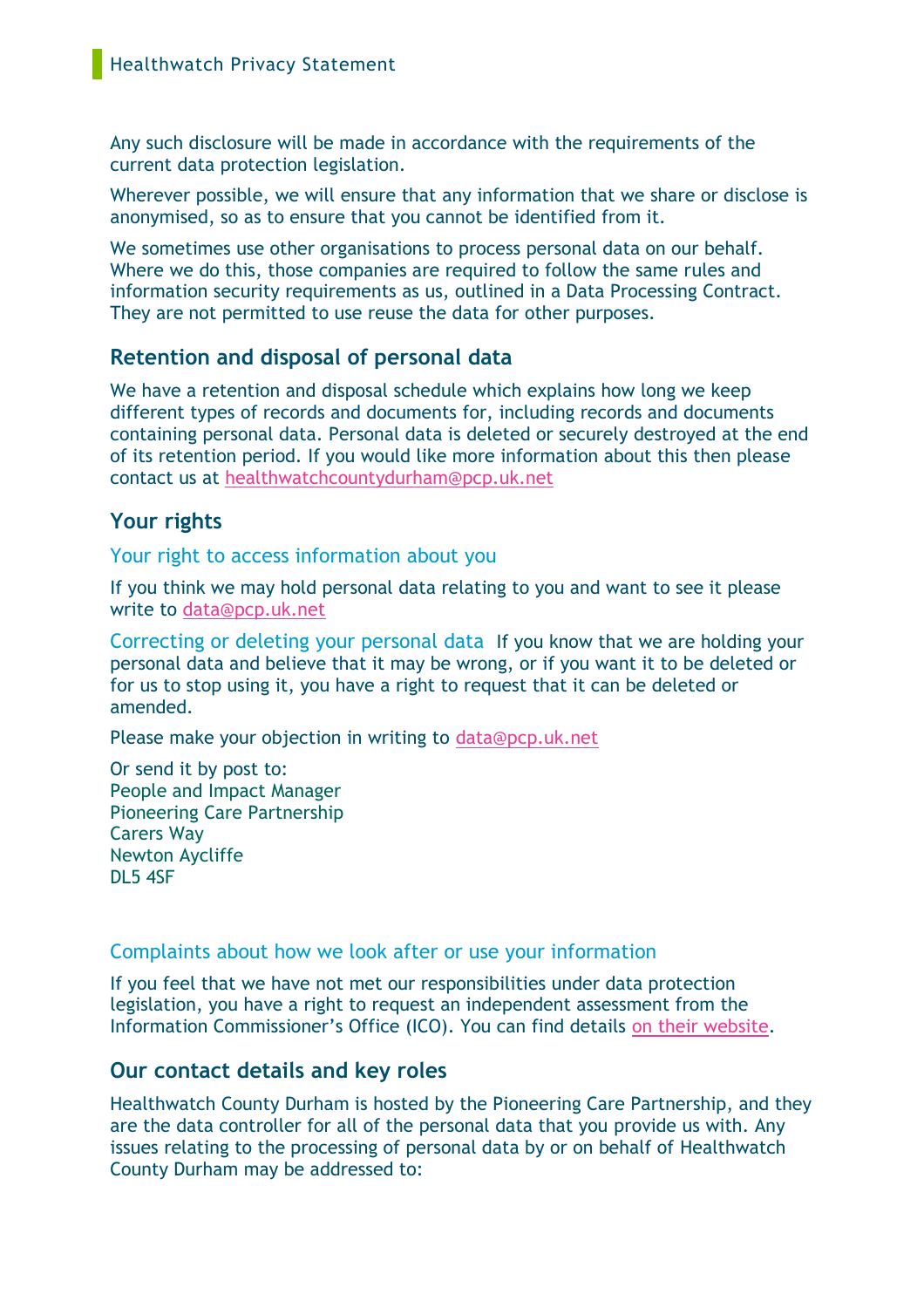Any such disclosure will be made in accordance with the requirements of the current data protection legislation.

Wherever possible, we will ensure that any information that we share or disclose is anonymised, so as to ensure that you cannot be identified from it.

We sometimes use other organisations to process personal data on our behalf. Where we do this, those companies are required to follow the same rules and information security requirements as us, outlined in a Data Processing Contract. They are not permitted to use reuse the data for other purposes.

## Retention and disposal of personal data

We have a retention and disposal schedule which explains how long we keep different types of records and documents for, including records and documents containing personal data. Personal data is deleted or securely destroyed at the end of its retention period. If you would like more information about this then please contact us at healthwatchcountydurham@pcp.uk.net

## Your rights

### Your right to access information about you

If you think we may hold personal data relating to you and want to see it please write to data@pcp.uk.net

### Correcting or deleting your personal data

If you know that we are holding your personal data and believe that it may be wrong, or if you want it to be deleted or for us to stop using it, you have a right to request that it can be deleted or amended.

Please make your objection in writing to data@pcp.uk.net

Or send it by post to:
People and Impact Manager
Pioneering Care Partnership
Carers Way
Newton Aycliffe
DL5 4SF

### Complaints about how we look after or use your information

If you feel that we have not met our responsibilities under data protection legislation, you have a right to request an independent assessment from the Information Commissioner's Office (ICO). You can find details on their website.

## Our contact details and key roles

Healthwatch County Durham is hosted by the Pioneering Care Partnership, and they are the data controller for all of the personal data that you provide us with. Any issues relating to the processing of personal data by or on behalf of Healthwatch County Durham may be addressed to: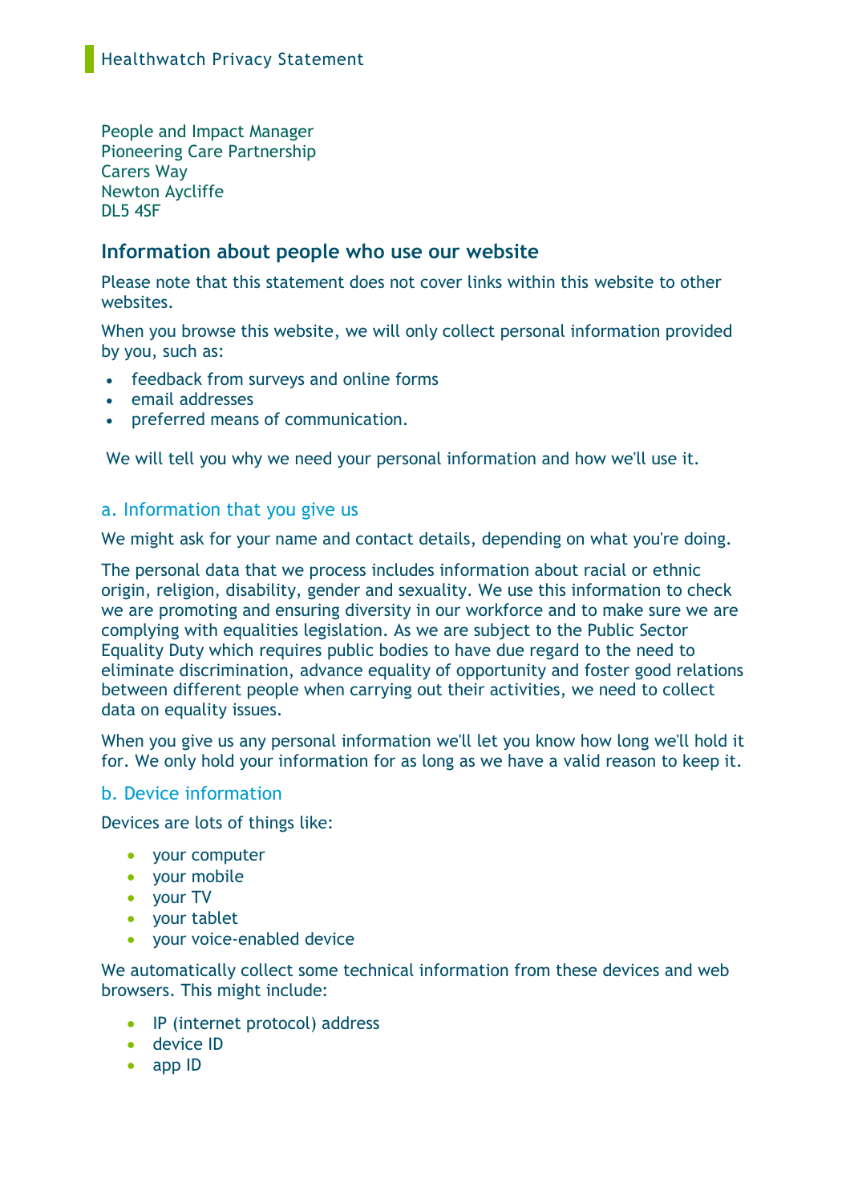People and Impact Manager
Pioneering Care Partnership
Carers Way
Newton Aycliffe
DL5 4SF

## Information about people who use our website

Please note that this statement does not cover links within this website to other websites.

When you browse this website, we will only collect personal information provided by you, such as:

- feedback from surveys and online forms
- email addresses
- preferred means of communication.

We will tell you why we need your personal information and how we'll use it.

### a. Information that you give us

We might ask for your name and contact details, depending on what you're doing.

The personal data that we process includes information about racial or ethnic origin, religion, disability, gender and sexuality. We use this information to check we are promoting and ensuring diversity in our workforce and to make sure we are complying with equalities legislation. As we are subject to the Public Sector Equality Duty which requires public bodies to have due regard to the need to eliminate discrimination, advance equality of opportunity and foster good relations between different people when carrying out their activities, we need to collect data on equality issues.

When you give us any personal information we'll let you know how long we'll hold it for. We only hold your information for as long as we have a valid reason to keep it.

### b. Device information

Devices are lots of things like:

- your computer
- your mobile
- your TV
- your tablet
- your voice-enabled device

We automatically collect some technical information from these devices and web browsers. This might include:

- IP (internet protocol) address
- device ID
- app ID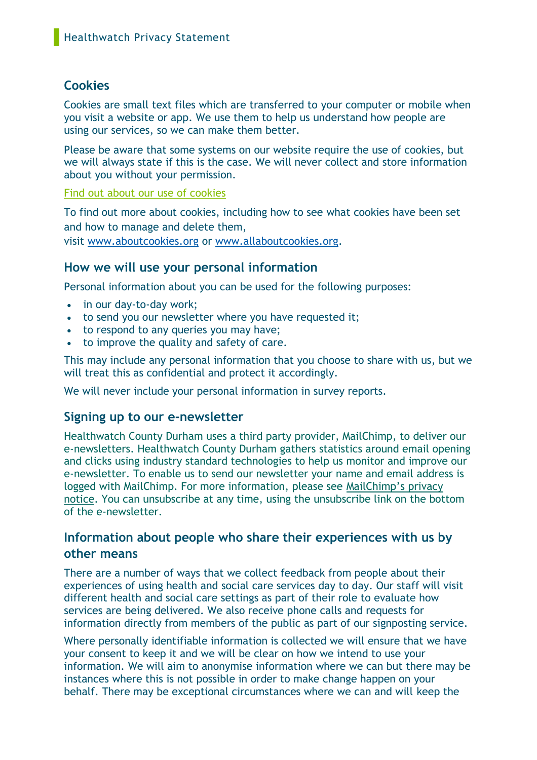## Cookies

Cookies are small text files which are transferred to your computer or mobile when you visit a website or app. We use them to help us understand how people are using our services, so we can make them better.

Please be aware that some systems on our website require the use of cookies, but we will always state if this is the case. We will never collect and store information about you without your permission.

Find out about our use of cookies

To find out more about cookies, including how to see what cookies have been set and how to manage and delete them, visit www.aboutcookies.org or www.allaboutcookies.org.

## How we will use your personal information

Personal information about you can be used for the following purposes:

- in our day-to-day work;
- to send you our newsletter where you have requested it;
- to respond to any queries you may have;
- to improve the quality and safety of care.

This may include any personal information that you choose to share with us, but we will treat this as confidential and protect it accordingly.

We will never include your personal information in survey reports.

## Signing up to our e-newsletter

Healthwatch County Durham uses a third party provider, MailChimp, to deliver our e-newsletters. Healthwatch County Durham gathers statistics around email opening and clicks using industry standard technologies to help us monitor and improve our e-newsletter. To enable us to send our newsletter your name and email address is logged with MailChimp. For more information, please see MailChimp's privacy notice. You can unsubscribe at any time, using the unsubscribe link on the bottom of the e-newsletter.

## Information about people who share their experiences with us by other means

There are a number of ways that we collect feedback from people about their experiences of using health and social care services day to day. Our staff will visit different health and social care settings as part of their role to evaluate how services are being delivered. We also receive phone calls and requests for information directly from members of the public as part of our signposting service.

Where personally identifiable information is collected we will ensure that we have your consent to keep it and we will be clear on how we intend to use your information. We will aim to anonymise information where we can but there may be instances where this is not possible in order to make change happen on your behalf. There may be exceptional circumstances where we can and will keep the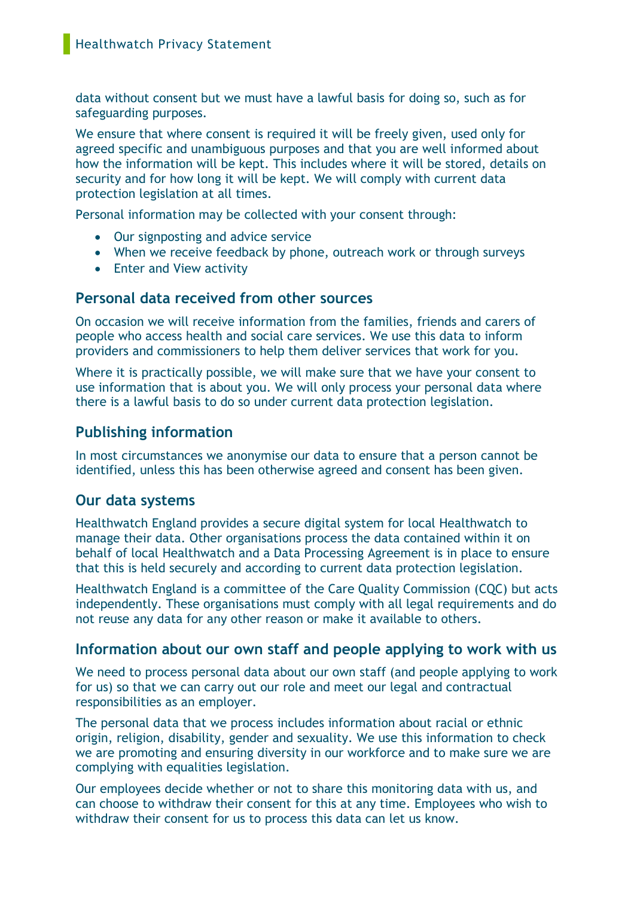data without consent but we must have a lawful basis for doing so, such as for safeguarding purposes.

We ensure that where consent is required it will be freely given, used only for agreed specific and unambiguous purposes and that you are well informed about how the information will be kept. This includes where it will be stored, details on security and for how long it will be kept. We will comply with current data protection legislation at all times.

Personal information may be collected with your consent through:

- Our signposting and advice service
- When we receive feedback by phone, outreach work or through surveys
- Enter and View activity

## Personal data received from other sources

On occasion we will receive information from the families, friends and carers of people who access health and social care services. We use this data to inform providers and commissioners to help them deliver services that work for you.

Where it is practically possible, we will make sure that we have your consent to use information that is about you. We will only process your personal data where there is a lawful basis to do so under current data protection legislation.

## Publishing information

In most circumstances we anonymise our data to ensure that a person cannot be identified, unless this has been otherwise agreed and consent has been given.

## Our data systems

Healthwatch England provides a secure digital system for local Healthwatch to manage their data. Other organisations process the data contained within it on behalf of local Healthwatch and a Data Processing Agreement is in place to ensure that this is held securely and according to current data protection legislation.

Healthwatch England is a committee of the Care Quality Commission (CQC) but acts independently. These organisations must comply with all legal requirements and do not reuse any data for any other reason or make it available to others.

## Information about our own staff and people applying to work with us

We need to process personal data about our own staff (and people applying to work for us) so that we can carry out our role and meet our legal and contractual responsibilities as an employer.

The personal data that we process includes information about racial or ethnic origin, religion, disability, gender and sexuality. We use this information to check we are promoting and ensuring diversity in our workforce and to make sure we are complying with equalities legislation.

Our employees decide whether or not to share this monitoring data with us, and can choose to withdraw their consent for this at any time. Employees who wish to withdraw their consent for us to process this data can let us know.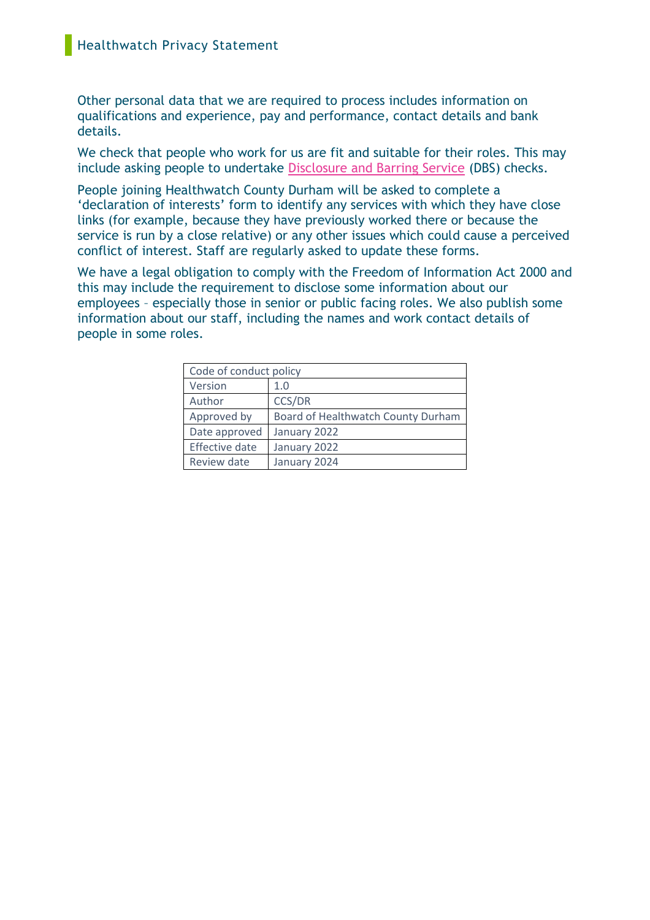Other personal data that we are required to process includes information on qualifications and experience, pay and performance, contact details and bank details.

We check that people who work for us are fit and suitable for their roles. This may include asking people to undertake Disclosure and Barring Service (DBS) checks.

People joining Healthwatch County Durham will be asked to complete a 'declaration of interests' form to identify any services with which they have close links (for example, because they have previously worked there or because the service is run by a close relative) or any other issues which could cause a perceived conflict of interest. Staff are regularly asked to update these forms.

We have a legal obligation to comply with the Freedom of Information Act 2000 and this may include the requirement to disclose some information about our employees – especially those in senior or public facing roles. We also publish some information about our staff, including the names and work contact details of people in some roles.

| Code of conduct policy | |
|---|---|
| Version | 1.0 |
| Author | CCS/DR |
| Approved by | Board of Healthwatch County Durham |
| Date approved | January 2022 |
| Effective date | January 2022 |
| Review date | January 2024 |